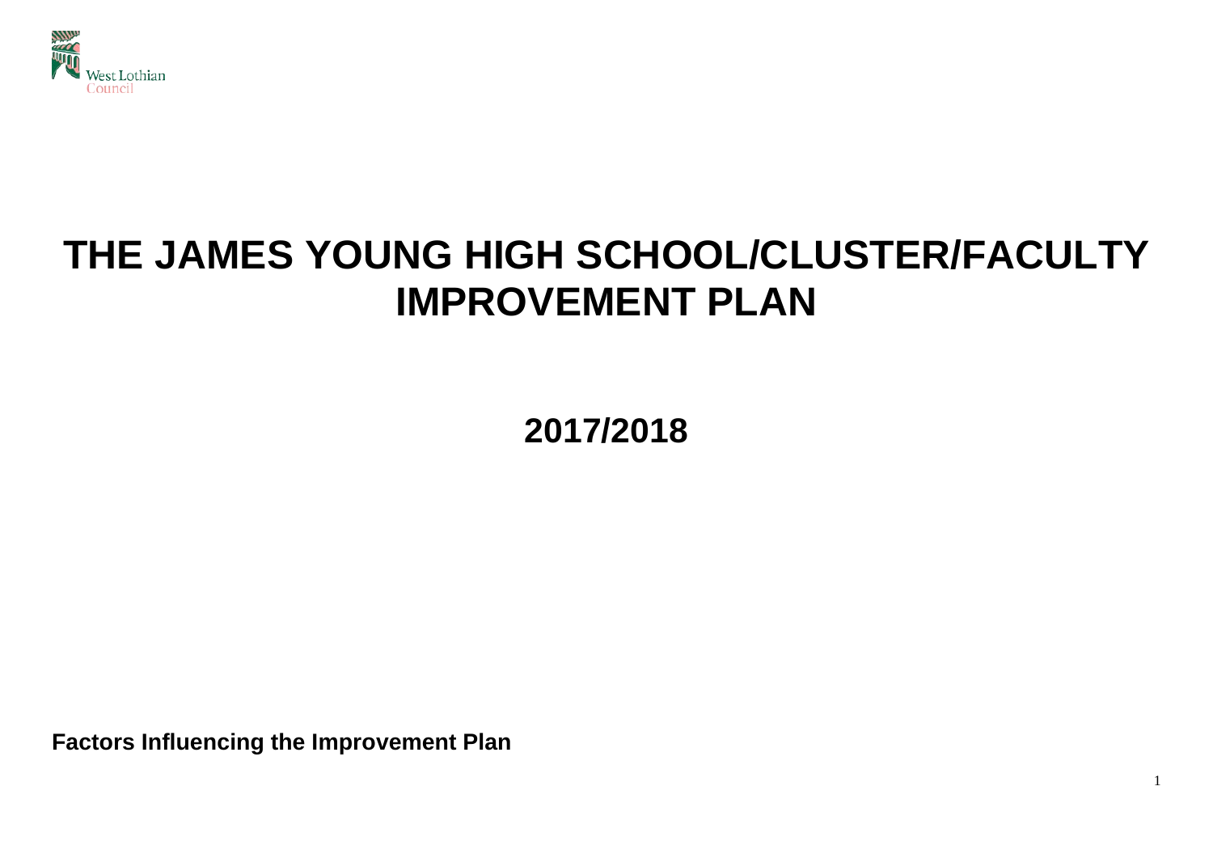West Lothian Council

# THE JAMES YOUNG HIGH SCHOOL/CLUSTER/FACULTY IMPROVEMENT PLAN

## 2017/2018

**Factors Influencing the Improvement Plan**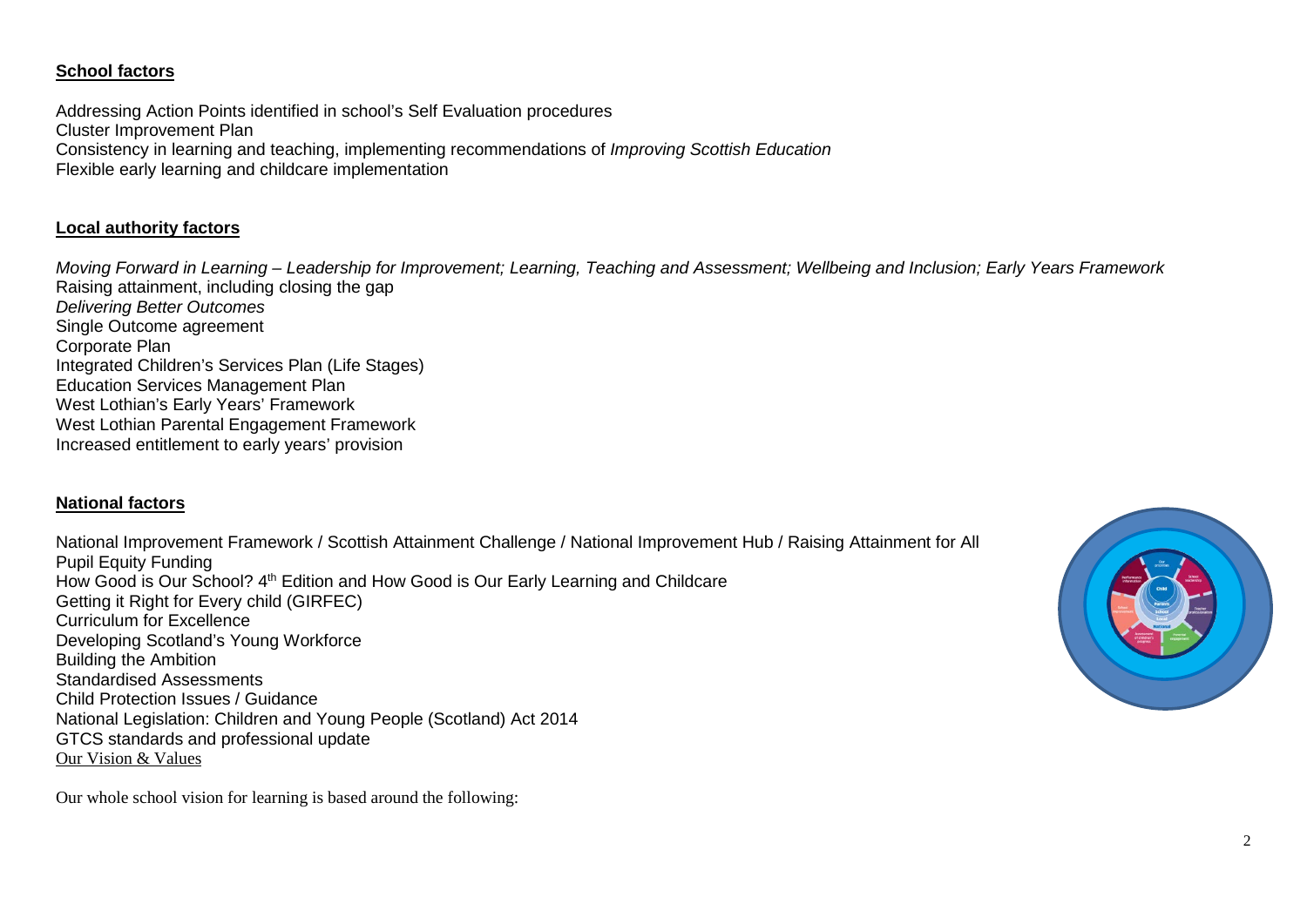## School factors

Addressing Action Points identified in school's Self Evaluation procedures
Cluster Improvement Plan
Consistency in learning and teaching, implementing recommendations of *Improving Scottish Education*
Flexible early learning and childcare implementation

## Local authority factors

*Moving Forward in Learning – Leadership for Improvement; Learning, Teaching and Assessment; Wellbeing and Inclusion; Early Years Framework*
Raising attainment, including closing the gap
*Delivering Better Outcomes*
Single Outcome agreement
Corporate Plan
Integrated Children's Services Plan (Life Stages)
Education Services Management Plan
West Lothian's Early Years' Framework
West Lothian Parental Engagement Framework
Increased entitlement to early years' provision

## National factors

National Improvement Framework / Scottish Attainment Challenge / National Improvement Hub / Raising Attainment for All
Pupil Equity Funding
How Good is Our School? 4th Edition and How Good is Our Early Learning and Childcare
Getting it Right for Every child (GIRFEC)
Curriculum for Excellence
Developing Scotland's Young Workforce
Building the Ambition
Standardised Assessments
Child Protection Issues / Guidance
National Legislation: Children and Young People (Scotland) Act 2014
GTCS standards and professional update

## Our Vision & Values

Our whole school vision for learning is based around the following: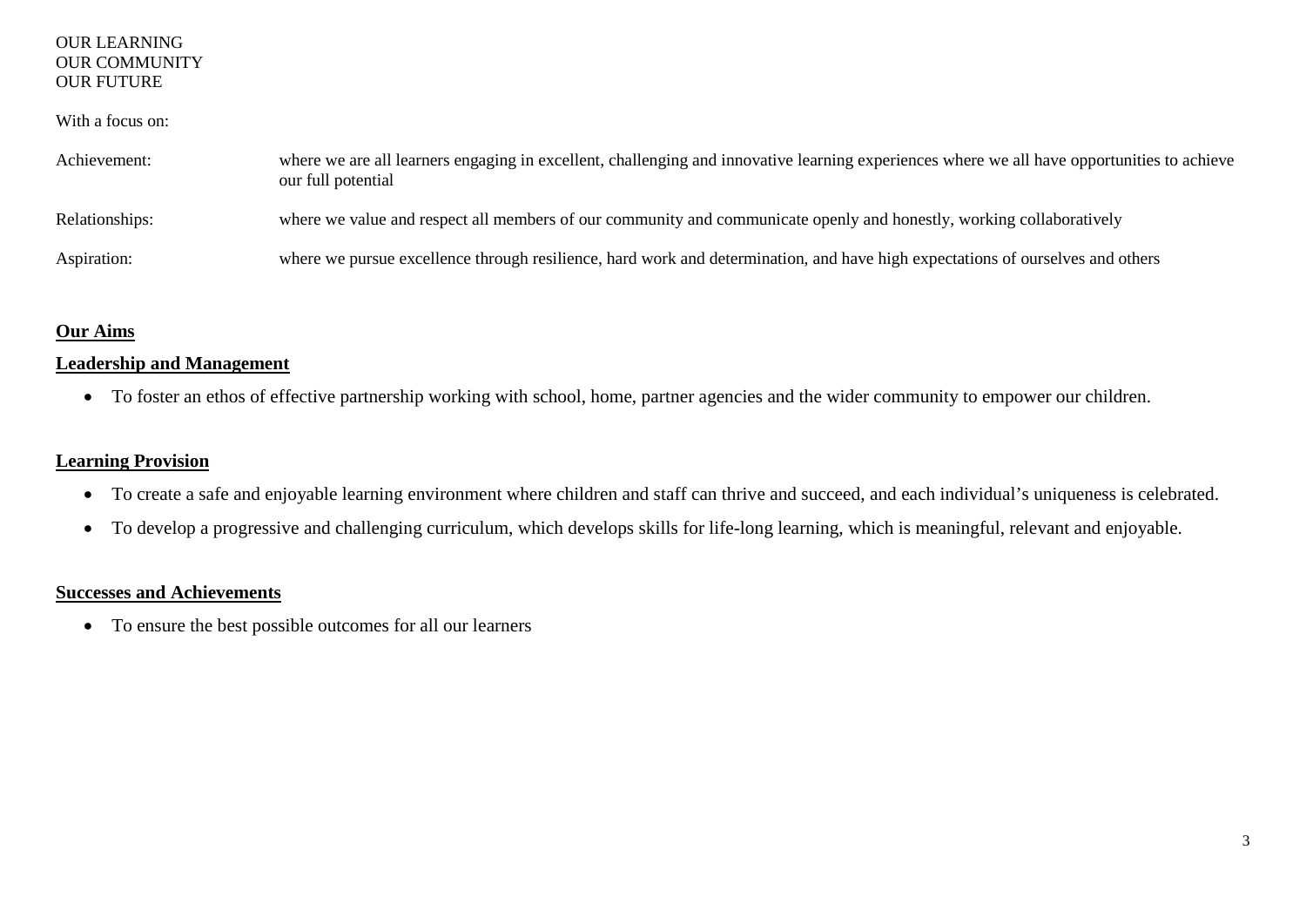OUR LEARNING
OUR COMMUNITY
OUR FUTURE

With a focus on:

| | |
|---|---|
| Achievement: | where we are all learners engaging in excellent, challenging and innovative learning experiences where we all have opportunities to achieve our full potential |
| Relationships: | where we value and respect all members of our community and communicate openly and honestly, working collaboratively |
| Aspiration: | where we pursue excellence through resilience, hard work and determination, and have high expectations of ourselves and others |

## Our Aims

### Leadership and Management

- To foster an ethos of effective partnership working with school, home, partner agencies and the wider community to empower our children.

### Learning Provision

- To create a safe and enjoyable learning environment where children and staff can thrive and succeed, and each individual's uniqueness is celebrated.
- To develop a progressive and challenging curriculum, which develops skills for life-long learning, which is meaningful, relevant and enjoyable.

### Successes and Achievements

- To ensure the best possible outcomes for all our learners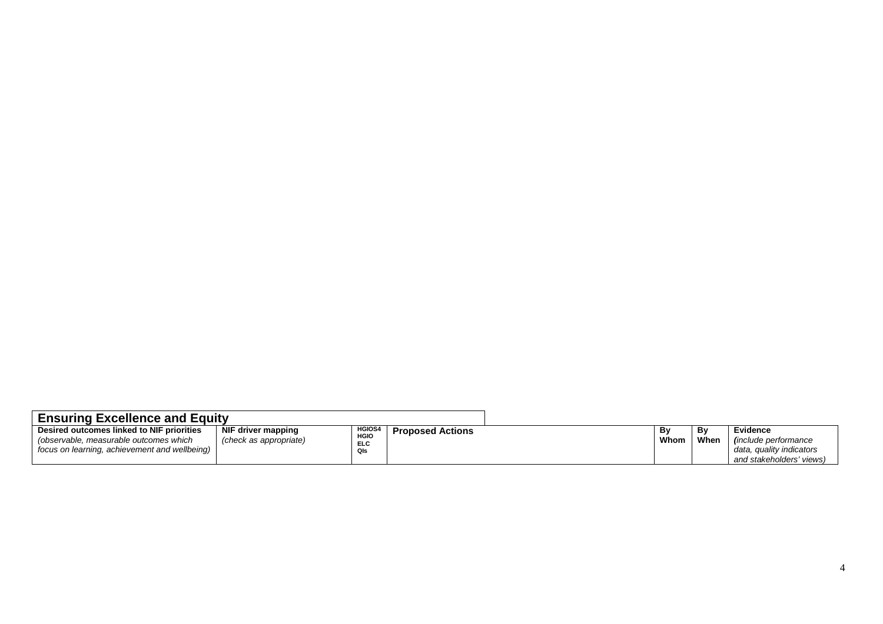| **Ensuring Excellence and Equity** | | | | | | |
|---|---|---|---|---|---|---|
| **Desired outcomes linked to NIF priorities** *(observable, measurable outcomes which focus on learning, achievement and wellbeing)* | **NIF driver mapping** *(check as appropriate)* | **HGIOS4 HGIO ELC QIs** | **Proposed Actions** | **By Whom** | **By When** | **Evidence** ***(****include performance data, quality indicators and stakeholders' views)* |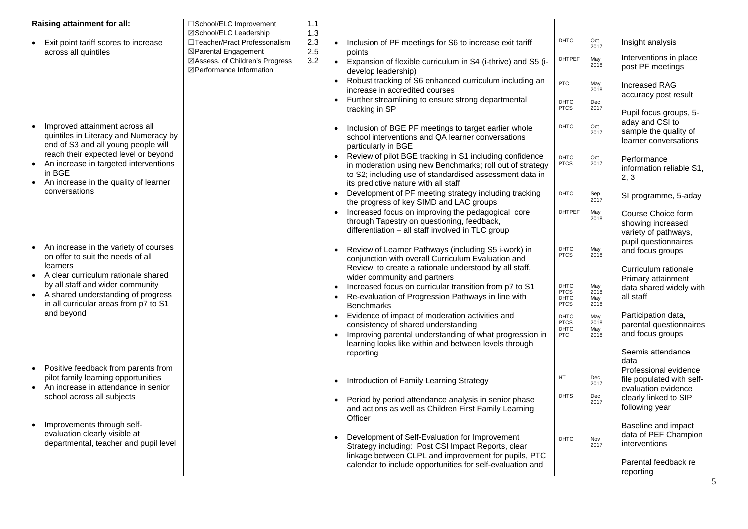| Raising attainment for all: | | | | | | |
|---|---|---|---|---|---|---|
| • Exit point tariff scores to increase across all quintiles | ☐School/ELC Improvement<br>☒School/ELC Leadership<br>☐Teacher/Pract Professionalism<br>☒Parental Engagement<br>☒Assess. of Children's Progress<br>☒Performance Information | 1.1<br>1.3<br>2.3<br>2.5<br>3.2 | • Inclusion of PF meetings for S6 to increase exit tariff points<br>• Expansion of flexible curriculum in S4 (i-thrive) and S5 (i-develop leadership)<br>• Robust tracking of S6 enhanced curriculum including an increase in accredited courses<br>• Further streamlining to ensure strong departmental tracking in SP | DHTC<br>DHTPEF<br>PTC<br>DHTC PTCS | Oct 2017<br>May 2018<br>May 2018<br>Dec 2017 | Insight analysis<br>Interventions in place post PF meetings<br>Increased RAG accuracy post result |
| • Improved attainment across all quintiles in Literacy and Numeracy by end of S3 and all young people will reach their expected level or beyond<br>• An increase in targeted interventions in BGE<br>• An increase in the quality of learner conversations | | | • Inclusion of BGE PF meetings to target earlier whole school interventions and QA learner conversations particularly in BGE<br>• Review of pilot BGE tracking in S1 including confidence in moderation using new Benchmarks; roll out of strategy to S2; including use of standardised assessment data in its predictive nature with all staff<br>• Development of PF meeting strategy including tracking the progress of key SIMD and LAC groups<br>• Increased focus on improving the pedagogical core through Tapestry on questioning, feedback, differentiation – all staff involved in TLC group | DHTC<br>DHTC PTCS<br>DHTC<br>DHTPEF | Oct 2017<br>Oct 2017<br>Sep 2017<br>May 2018 | Pupil focus groups, 5-aday and CSI to sample the quality of learner conversations<br>Performance information reliable S1, 2, 3<br>SI programme, 5-aday |
| • An increase in the variety of courses on offer to suit the needs of all learners<br>• A clear curriculum rationale shared by all staff and wider community<br>• A shared understanding of progress in all curricular areas from p7 to S1 and beyond | | | • Review of Learner Pathways (including S5 i-work) in conjunction with overall Curriculum Evaluation and Review; to create a rationale understood by all staff, wider community and partners<br>• Increased focus on curricular transition from p7 to S1<br>• Re-evaluation of Progression Pathways in line with Benchmarks<br>• Evidence of impact of moderation activities and consistency of shared understanding<br>• Improving parental understanding of what progression in learning looks like within and between levels through reporting | DHTC PTCS<br>DHTC PTCS<br>DHTC PTCS<br>DHTC PTCS<br>DHTC PTC | May 2018<br>May 2018<br>May 2018<br>May 2018<br>May 2018 | Course Choice form showing increased variety of pathways, pupil questionnaires and focus groups<br>Curriculum rationale<br>Primary attainment data shared widely with all staff<br>Participation data, parental questionnaires and focus groups |
| • Positive feedback from parents from pilot family learning opportunities<br>• An increase in attendance in senior school across all subjects | | | • Introduction of Family Learning Strategy<br>• Period by period attendance analysis in senior phase and actions as well as Children First Family Learning Officer | HT<br>DHTS | Dec 2017<br>Dec 2017 | Seemis attendance data |
| • Improvements through self-evaluation clearly visible at departmental, teacher and pupil level | | | • Development of Self-Evaluation for Improvement Strategy including: Post CSI Impact Reports, clear linkage between CLPL and improvement for pupils, PTC calendar to include opportunities for self-evaluation and | DHTC | Nov 2017 | Professional evidence file populated with self-evaluation evidence clearly linked to SIP following year<br>Baseline and impact data of PEF Champion interventions<br>Parental feedback re reporting |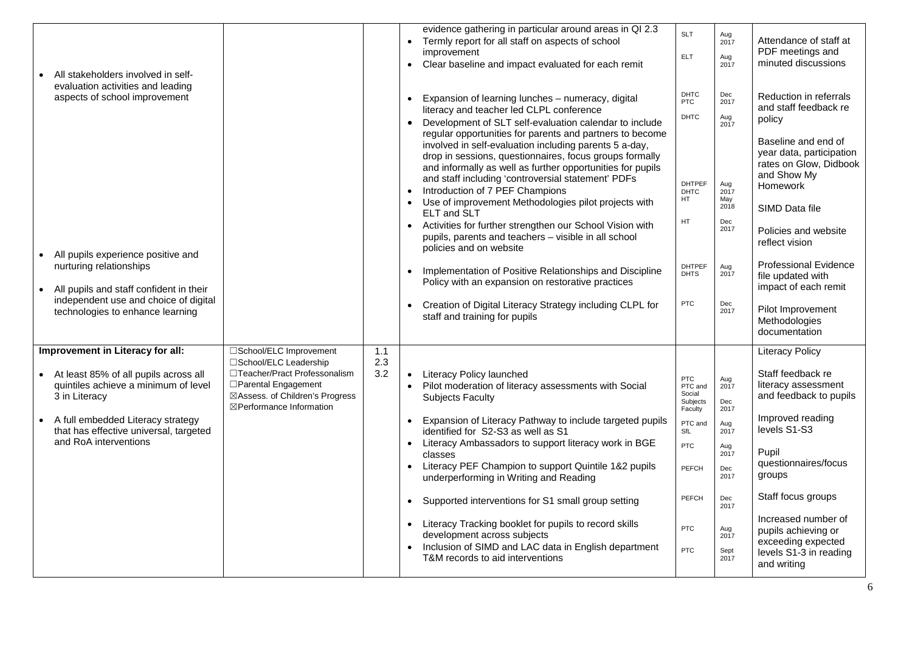| | | | | | | |
|---|---|---|---|---|---|---|
| • All stakeholders involved in self-evaluation activities and leading aspects of school improvement<br><br>• All pupils experience positive and nurturing relationships<br><br>• All pupils and staff confident in their independent use and choice of digital technologies to enhance learning | | | • evidence gathering in particular around areas in QI 2.3<br>• Termly report for all staff on aspects of school improvement<br>• Clear baseline and impact evaluated for each remit<br><br>• Expansion of learning lunches – numeracy, digital literacy and teacher led CLPL conference<br>• Development of SLT self-evaluation calendar to include regular opportunities for parents and partners to become involved in self-evaluation including parents 5 a-day, drop in sessions, questionnaires, focus groups formally and informally as well as further opportunities for pupils and staff including 'controversial statement' PDFs<br>• Introduction of 7 PEF Champions<br>• Use of improvement Methodologies pilot projects with ELT and SLT<br>• Activities for further strengthen our School Vision with pupils, parents and teachers – visible in all school policies and on website<br><br>• Implementation of Positive Relationships and Discipline Policy with an expansion on restorative practices<br><br>• Creation of Digital Literacy Strategy including CLPL for staff and training for pupils | SLT<br>ELT<br><br>DHTC<br>PTC<br>DHTC<br><br>DHTPEF<br>DHTC<br>HT<br><br>HT<br><br>DHTPEF<br>DHTS<br><br>PTC | Aug 2017<br>Aug 2017<br><br>Dec 2017<br>Aug 2017<br><br>Aug 2017<br>May 2018<br><br>Dec 2017<br><br>Aug 2017<br><br>Dec 2017 | Attendance of staff at PDF meetings and minuted discussions<br><br>Reduction in referrals and staff feedback re policy<br><br>Baseline and end of year data, participation rates on Glow, Didbook and Show My Homework<br><br>SIMD Data file<br><br>Policies and website reflect vision<br><br>Professional Evidence file updated with impact of each remit<br><br>Pilot Improvement Methodologies documentation |
| **Improvement in Literacy for all:**<br><br>• At least 85% of all pupils across all quintiles achieve a minimum of level 3 in Literacy<br><br>• A full embedded Literacy strategy that has effective universal, targeted and RoA interventions | ☐School/ELC Improvement<br>☐School/ELC Leadership<br>☐Teacher/Pract Professonalism<br>☐Parental Engagement<br>☒Assess. of Children's Progress<br>☒Performance Information | 1.1<br>2.3<br>3.2 | • Literacy Policy launched<br>• Pilot moderation of literacy assessments with Social Subjects Faculty<br><br>• Expansion of Literacy Pathway to include targeted pupils identified for S2-S3 as well as S1<br>• Literacy Ambassadors to support literacy work in BGE classes<br>• Literacy PEF Champion to support Quintile 1&2 pupils underperforming in Writing and Reading<br><br>• Supported interventions for S1 small group setting<br><br>• Literacy Tracking booklet for pupils to record skills development across subjects<br>• Inclusion of SIMD and LAC data in English department T&M records to aid interventions | PTC<br>PTC and Social Subjects Faculty<br><br>PTC and SfL<br>PTC<br><br>PEFCH<br><br>PEFCH<br><br>PTC<br>PTC | Aug 2017<br>Dec 2017<br><br>Aug 2017<br>Aug 2017<br><br>Dec 2017<br><br>Dec 2017<br><br>Aug 2017<br>Sept 2017 | Literacy Policy<br><br>Staff feedback re literacy assessment and feedback to pupils<br><br>Improved reading levels S1-S3<br><br>Pupil questionnaires/focus groups<br><br>Staff focus groups<br><br>Increased number of pupils achieving or exceeding expected levels S1-3 in reading and writing |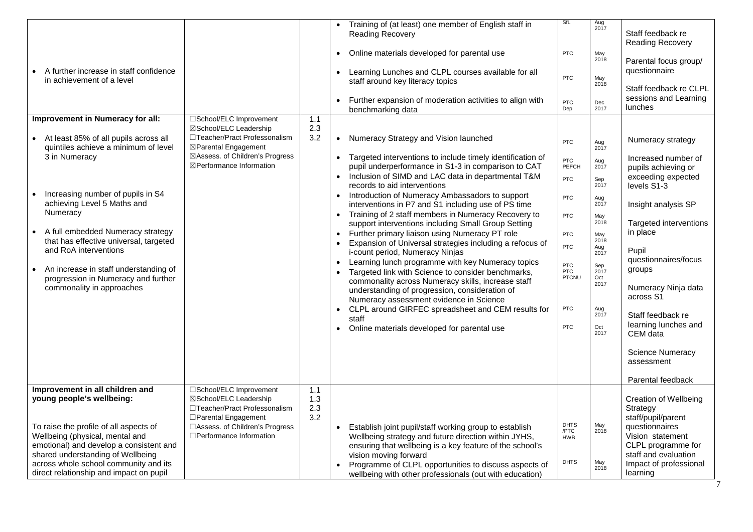| | | | | | | |
|---|---|---|---|---|---|---|
| • A further increase in staff confidence in achievement of a level | | | • Training of (at least) one member of English staff in Reading Recovery<br>• Online materials developed for parental use<br>• Learning Lunches and CLPL courses available for all staff around key literacy topics<br>• Further expansion of moderation activities to align with benchmarking data | SfL<br>PTC<br>PTC<br>PTC Dep | Aug 2017<br>May 2018<br>May 2018<br>Dec 2017 | Staff feedback re Reading Recovery<br>Parental focus group/ questionnaire<br>Staff feedback re CLPL sessions and Learning lunches |
| **Improvement in Numeracy for all:**<br>• At least 85% of all pupils across all quintiles achieve a minimum of level 3 in Numeracy<br>• Increasing number of pupils in S4 achieving Level 5 Maths and Numeracy<br>• A full embedded Numeracy strategy that has effective universal, targeted and RoA interventions<br>• An increase in staff understanding of progression in Numeracy and further commonality in approaches | ☐School/ELC Improvement<br>☒School/ELC Leadership<br>☐Teacher/Pract Professionalism<br>☒Parental Engagement<br>☒Assess. of Children's Progress<br>☒Performance Information | 1.1<br>2.3<br>3.2 | • Numeracy Strategy and Vision launched<br>• Targeted interventions to include timely identification of pupil underperformance in S1-3 in comparison to CAT<br>• Inclusion of SIMD and LAC data in departmental T&M records to aid interventions<br>• Introduction of Numeracy Ambassadors to support interventions in P7 and S1 including use of PS time<br>• Training of 2 staff members in Numeracy Recovery to support interventions including Small Group Setting<br>• Further primary liaison using Numeracy PT role<br>• Expansion of Universal strategies including a refocus of i-count period, Numeracy Ninjas<br>• Learning lunch programme with key Numeracy topics<br>• Targeted link with Science to consider benchmarks, commonality across Numeracy skills, increase staff understanding of progression, consideration of Numeracy assessment evidence in Science<br>• CLPL around GIRFEC spreadsheet and CEM results for staff<br>• Online materials developed for parental use | PTC<br>PTC PEFCH<br>PTC<br>PTC<br>PTC<br>PTC<br>PTC<br>PTC<br>PTC PTCNU<br>PTC<br>PTC | Aug 2017<br>Aug 2017<br>Sep 2017<br>Aug 2017<br>May 2018<br>May 2018<br>Aug 2017<br>Sep 2017<br>Oct 2017<br>Aug 2017<br>Oct 2017 | Numeracy strategy<br>Increased number of pupils achieving or exceeding expected levels S1-3<br>Insight analysis SP<br>Targeted interventions in place<br>Pupil questionnaires/focus groups<br>Numeracy Ninja data across S1<br>Staff feedback re learning lunches and CEM data<br>Science Numeracy assessment<br>Parental feedback |
| **Improvement in all children and young people's wellbeing:**<br>To raise the profile of all aspects of Wellbeing (physical, mental and emotional) and develop a consistent and shared understanding of Wellbeing across whole school community and its direct relationship and impact on pupil | ☐School/ELC Improvement<br>☒School/ELC Leadership<br>☐Teacher/Pract Professionalism<br>☐Parental Engagement<br>☐Assess. of Children's Progress<br>☐Performance Information | 1.1<br>1.3<br>2.3<br>3.2 | • Establish joint pupil/staff working group to establish Wellbeing strategy and future direction within JYHS, ensuring that wellbeing is a key feature of the school's vision moving forward<br>• Programme of CLPL opportunities to discuss aspects of wellbeing with other professionals (out with education) | DHTS /PTC HWB<br>DHTS | May 2018<br>May 2018 | Creation of Wellbeing Strategy<br>staff/pupil/parent questionnaires<br>Vision statement<br>CLPL programme for staff and evaluation<br>Impact of professional learning |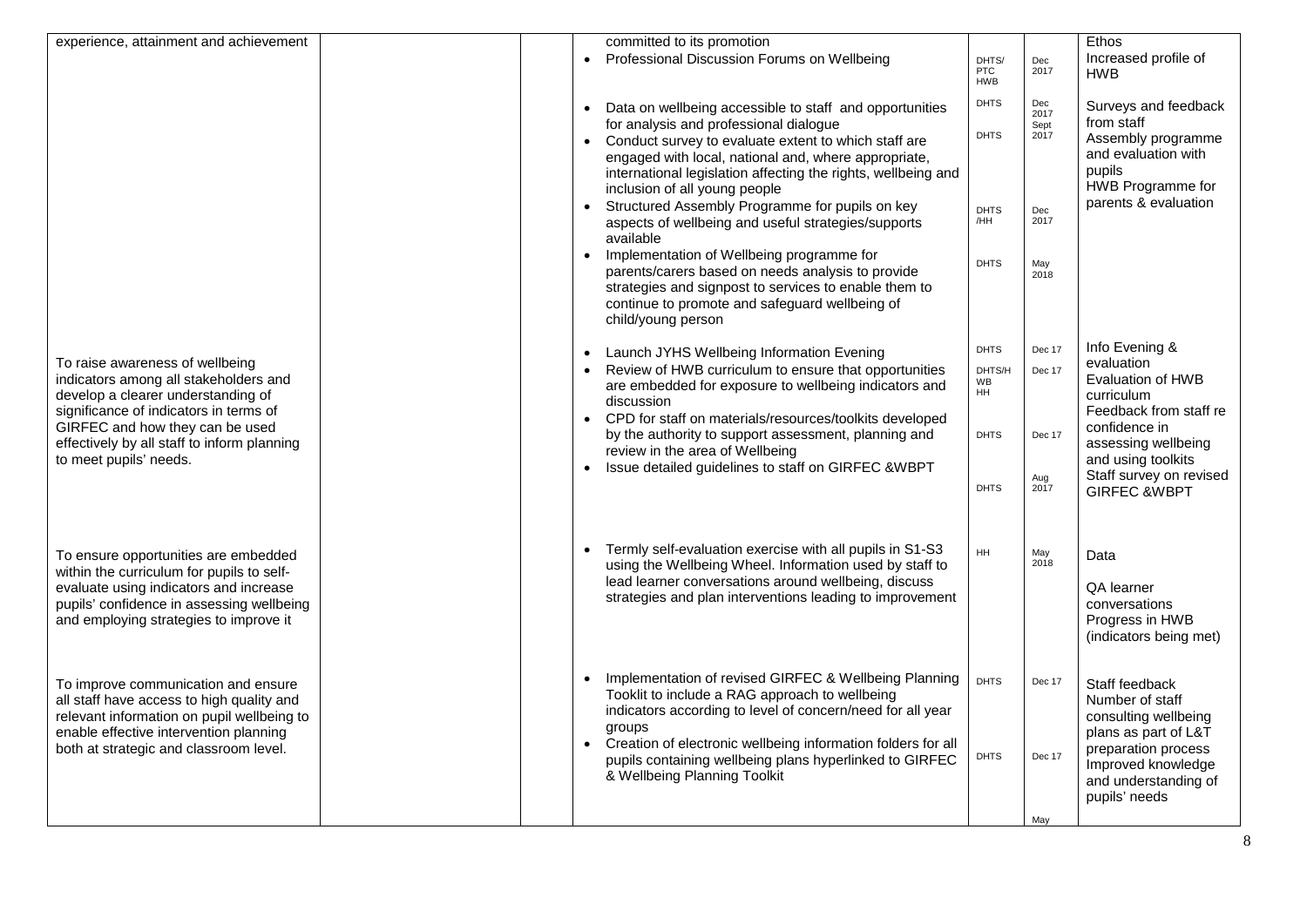| | | | | | | |
|---|---|---|---|---|---|---|
| experience, attainment and achievement | | | committed to its promotion<br>• Professional Discussion Forums on Wellbeing<br><br>• Data on wellbeing accessible to staff and opportunities for analysis and professional dialogue<br>• Conduct survey to evaluate extent to which staff are engaged with local, national and, where appropriate, international legislation affecting the rights, wellbeing and inclusion of all young people<br>• Structured Assembly Programme for pupils on key aspects of wellbeing and useful strategies/supports available<br>• Implementation of Wellbeing programme for parents/carers based on needs analysis to provide strategies and signpost to services to enable them to continue to promote and safeguard wellbeing of child/young person | DHTS/ PTC HWB<br><br>DHTS<br><br>DHTS<br><br><br>DHTS /HH<br><br>DHTS | Dec 2017<br><br>Dec 2017<br>Sept 2017<br><br><br>Dec 2017<br><br>May 2018 | Ethos<br>Increased profile of HWB<br><br>Surveys and feedback from staff<br>Assembly programme and evaluation with pupils<br>HWB Programme for parents & evaluation |
| To raise awareness of wellbeing indicators among all stakeholders and develop a clearer understanding of significance of indicators in terms of GIRFEC and how they can be used effectively by all staff to inform planning to meet pupils' needs. | | | • Launch JYHS Wellbeing Information Evening<br>• Review of HWB curriculum to ensure that opportunities are embedded for exposure to wellbeing indicators and discussion<br>• CPD for staff on materials/resources/toolkits developed by the authority to support assessment, planning and review in the area of Wellbeing<br>• Issue detailed guidelines to staff on GIRFEC &WBPT | DHTS<br>DHTS/H WB HH<br><br>DHTS<br><br>DHTS | Dec 17<br>Dec 17<br><br>Dec 17<br><br>Aug 2017 | Info Evening & evaluation<br>Evaluation of HWB curriculum<br>Feedback from staff re confidence in assessing wellbeing and using toolkits<br>Staff survey on revised GIRFEC &WBPT |
| To ensure opportunities are embedded within the curriculum for pupils to self-evaluate using indicators and increase pupils' confidence in assessing wellbeing and employing strategies to improve it | | | • Termly self-evaluation exercise with all pupils in S1-S3 using the Wellbeing Wheel. Information used by staff to lead learner conversations around wellbeing, discuss strategies and plan interventions leading to improvement | HH | May 2018 | Data<br><br>QA learner conversations<br>Progress in HWB (indicators being met) |
| To improve communication and ensure all staff have access to high quality and relevant information on pupil wellbeing to enable effective intervention planning both at strategic and classroom level. | | | • Implementation of revised GIRFEC & Wellbeing Planning Tooklit to include a RAG approach to wellbeing indicators according to level of concern/need for all year groups<br>• Creation of electronic wellbeing information folders for all pupils containing wellbeing plans hyperlinked to GIRFEC & Wellbeing Planning Toolkit | DHTS<br><br><br>DHTS | Dec 17<br><br><br>Dec 17<br><br><br>May | Staff feedback<br>Number of staff consulting wellbeing plans as part of L&T preparation process<br>Improved knowledge and understanding of pupils' needs |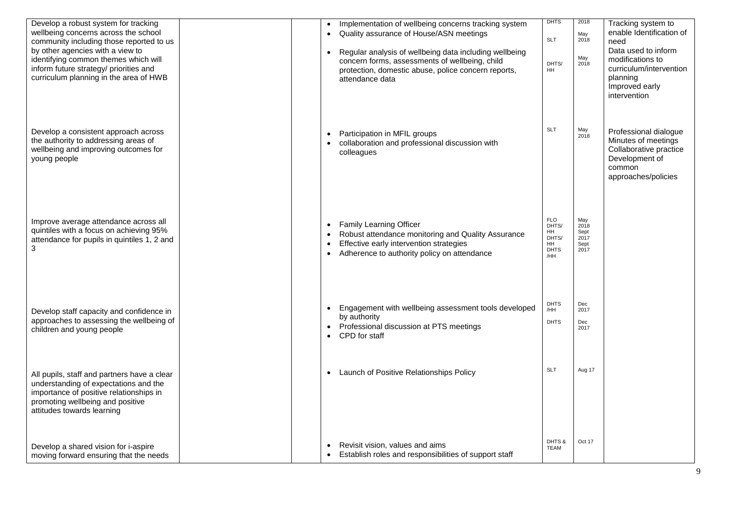| | | | | | | |
|---|---|---|---|---|---|---|
| Develop a robust system for tracking wellbeing concerns across the school community including those reported to us by other agencies with a view to identifying common themes which will inform future strategy/ priorities and curriculum planning in the area of HWB | | | • Implementation of wellbeing concerns tracking system<br>• Quality assurance of House/ASN meetings<br>• Regular analysis of wellbeing data including wellbeing concern forms, assessments of wellbeing, child protection, domestic abuse, police concern reports, attendance data | DHTS<br>SLT<br>DHTS/ HH | 2018<br>May 2018<br>May 2018 | Tracking system to enable Identification of need<br>Data used to inform modifications to curriculum/intervention planning<br>Improved early intervention |
| Develop a consistent approach across the authority to addressing areas of wellbeing and improving outcomes for young people | | | • Participation in MFIL groups<br>• collaboration and professional discussion with colleagues | SLT | May 2018 | Professional dialogue<br>Minutes of meetings<br>Collaborative practice<br>Development of common approaches/policies |
| Improve average attendance across all quintiles with a focus on achieving 95% attendance for pupils in quintiles 1, 2 and 3 | | | • Family Learning Officer<br>• Robust attendance monitoring and Quality Assurance<br>• Effective early intervention strategies<br>• Adherence to authority policy on attendance | FLO<br>DHTS/ HH<br>DHTS/ HH<br>DHTS /HH | May 2018<br>Sept 2017<br>Sept 2017 | |
| Develop staff capacity and confidence in approaches to assessing the wellbeing of children and young people | | | • Engagement with wellbeing assessment tools developed by authority<br>• Professional discussion at PTS meetings<br>• CPD for staff | DHTS /HH<br>DHTS | Dec 2017<br>Dec 2017 | |
| All pupils, staff and partners have a clear understanding of expectations and the importance of positive relationships in promoting wellbeing and positive attitudes towards learning | | | • Launch of Positive Relationships Policy | SLT | Aug 17 | |
| Develop a shared vision for i-aspire moving forward ensuring that the needs | | | • Revisit vision, values and aims<br>• Establish roles and responsibilities of support staff | DHTS & TEAM | Oct 17 | |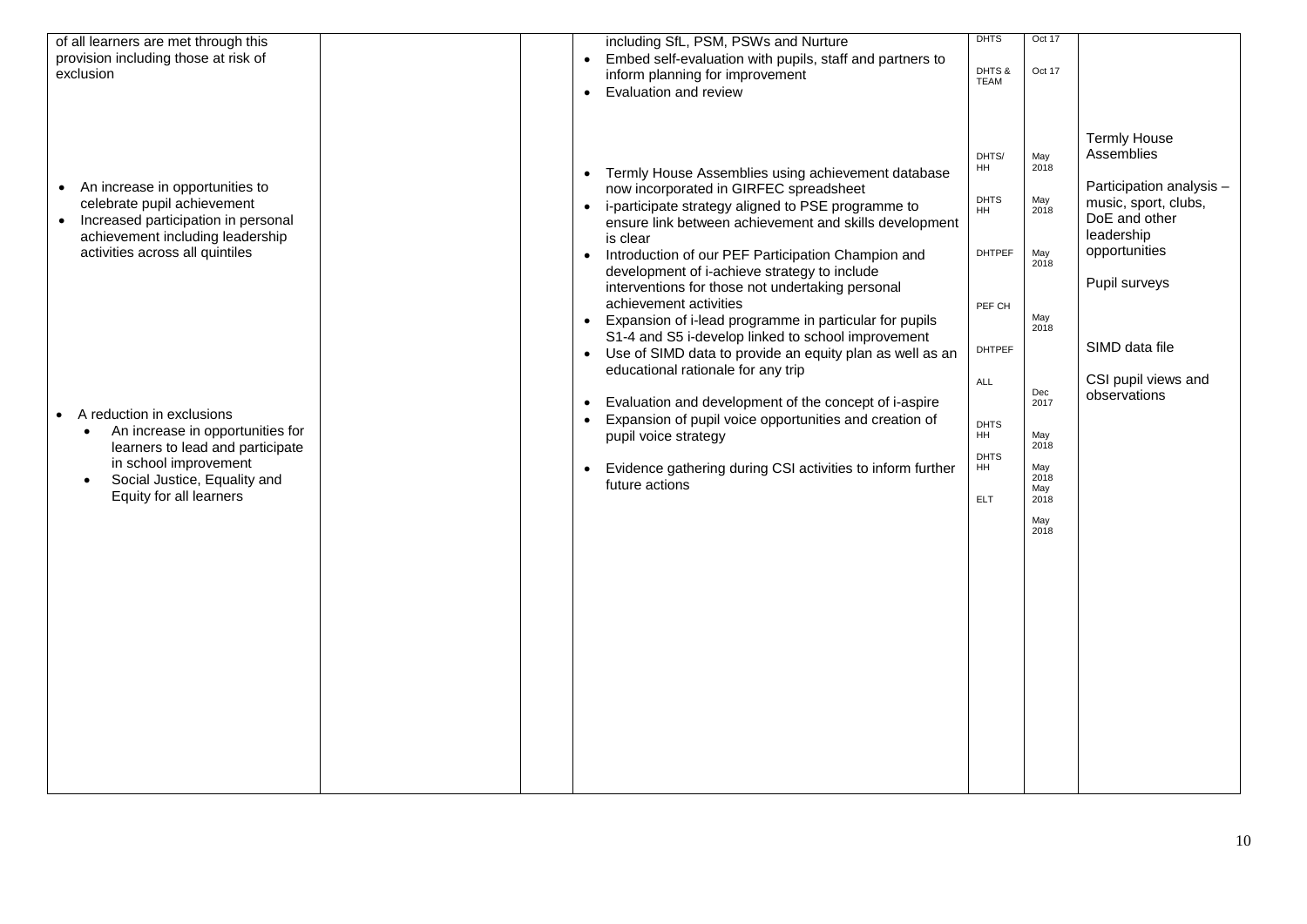| | | | | | | |
|---|---|---|---|---|---|---|
| of all learners are met through this provision including those at risk of exclusion | | | including SfL, PSM, PSWs and Nurture<br>• Embed self-evaluation with pupils, staff and partners to inform planning for improvement<br>• Evaluation and review | DHTS<br><br>DHTS & TEAM | Oct 17<br><br>Oct 17 | |
| • An increase in opportunities to celebrate pupil achievement<br>• Increased participation in personal achievement including leadership activities across all quintiles<br><br>• A reduction in exclusions<br>• An increase in opportunities for learners to lead and participate in school improvement<br>• Social Justice, Equality and Equity for all learners | | | • Termly House Assemblies using achievement database now incorporated in GIRFEC spreadsheet<br>• i-participate strategy aligned to PSE programme to ensure link between achievement and skills development is clear<br>• Introduction of our PEF Participation Champion and development of i-achieve strategy to include interventions for those not undertaking personal achievement activities<br>• Expansion of i-lead programme in particular for pupils S1-4 and S5 i-develop linked to school improvement<br>• Use of SIMD data to provide an equity plan as well as an educational rationale for any trip<br>• Evaluation and development of the concept of i-aspire<br>• Expansion of pupil voice opportunities and creation of pupil voice strategy<br>• Evidence gathering during CSI activities to inform further future actions | DHTS/ HH<br><br>DHTS HH<br><br>DHTPEF<br><br>PEF CH<br><br>DHTPEF<br><br>ALL<br><br>DHTS HH<br><br>DHTS HH<br><br>ELT | May 2018<br><br>May 2018<br><br>May 2018<br><br>May 2018<br><br>Dec 2017<br><br>May 2018<br><br>May 2018<br><br>May 2018<br><br>May 2018 | Termly House Assemblies<br><br>Participation analysis – music, sport, clubs, DoE and other leadership opportunities<br><br>Pupil surveys<br><br>SIMD data file<br><br>CSI pupil views and observations |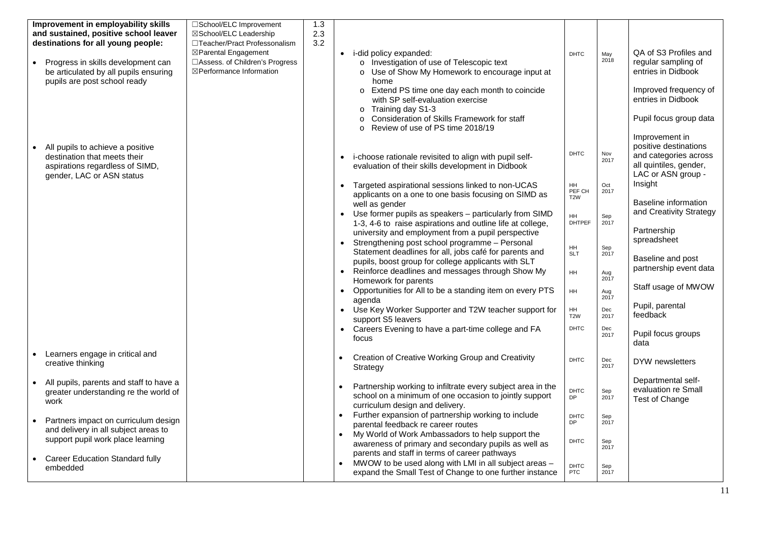| Improvement in employability skills and sustained, positive school leaver destinations for all young people: | ☐School/ELC Improvement<br>☒School/ELC Leadership<br>☐Teacher/Pract Professonalism<br>☒Parental Engagement<br>☐Assess. of Children's Progress<br>☒Performance Information | 1.3<br>2.3<br>3.2 | | | | |
|---|---|---|---|---|---|---|
| • Progress in skills development can be articulated by all pupils ensuring pupils are post school ready | | | • i-did policy expanded:<br>o Investigation of use of Telescopic text<br>o Use of Show My Homework to encourage input at home<br>o Extend PS time one day each month to coincide with SP self-evaluation exercise<br>o Training day S1-3<br>o Consideration of Skills Framework for staff<br>o Review of use of PS time 2018/19 | DHTC | May 2018 | QA of S3 Profiles and regular sampling of entries in Didbook<br><br>Improved frequency of entries in Didbook<br><br>Pupil focus group data |
| • All pupils to achieve a positive destination that meets their aspirations regardless of SIMD, gender, LAC or ASN status | | | • i-choose rationale revisited to align with pupil self-evaluation of their skills development in Didbook | DHTC | Nov 2017 | Improvement in positive destinations and categories across all quintiles, gender, LAC or ASN group - Insight |
| | | | • Targeted aspirational sessions linked to non-UCAS applicants on a one to one basis focusing on SIMD as well as gender | HH<br>PEF CH<br>T2W | Oct 2017 | Baseline information and Creativity Strategy |
| | | | • Use former pupils as speakers – particularly from SIMD 1-3, 4-6 to raise aspirations and outline life at college, university and employment from a pupil perspective | HH<br>DHTPEF | Sep 2017 | Partnership spreadsheet |
| | | | • Strengthening post school programme – Personal Statement deadlines for all, jobs café for parents and pupils, boost group for college applicants with SLT | HH<br>SLT | Sep 2017 | Baseline and post partnership event data |
| | | | • Reinforce deadlines and messages through Show My Homework for parents | HH | Aug 2017 | Staff usage of MWOW |
| | | | • Opportunities for All to be a standing item on every PTS agenda | HH | Aug 2017 | Pupil, parental feedback |
| | | | • Use Key Worker Supporter and T2W teacher support for support S5 leavers | HH<br>T2W | Dec 2017 | |
| | | | • Careers Evening to have a part-time college and FA focus | DHTC | Dec 2017 | Pupil focus groups data |
| • Learners engage in critical and creative thinking | | | • Creation of Creative Working Group and Creativity Strategy | DHTC | Dec 2017 | DYW newsletters |
| • All pupils, parents and staff to have a greater understanding re the world of work | | | • Partnership working to infiltrate every subject area in the school on a minimum of one occasion to jointly support curriculum design and delivery. | DHTC<br>DP | Sep 2017 | Departmental self-evaluation re Small Test of Change |
| • Partners impact on curriculum design and delivery in all subject areas to support pupil work place learning | | | • Further expansion of partnership working to include parental feedback re career routes | DHTC<br>DP | Sep 2017 | |
| | | | • My World of Work Ambassadors to help support the awareness of primary and secondary pupils as well as parents and staff in terms of career pathways | DHTC | Sep 2017 | |
| • Career Education Standard fully embedded | | | • MWOW to be used along with LMI in all subject areas – expand the Small Test of Change to one further instance | DHTC<br>PTC | Sep 2017 | |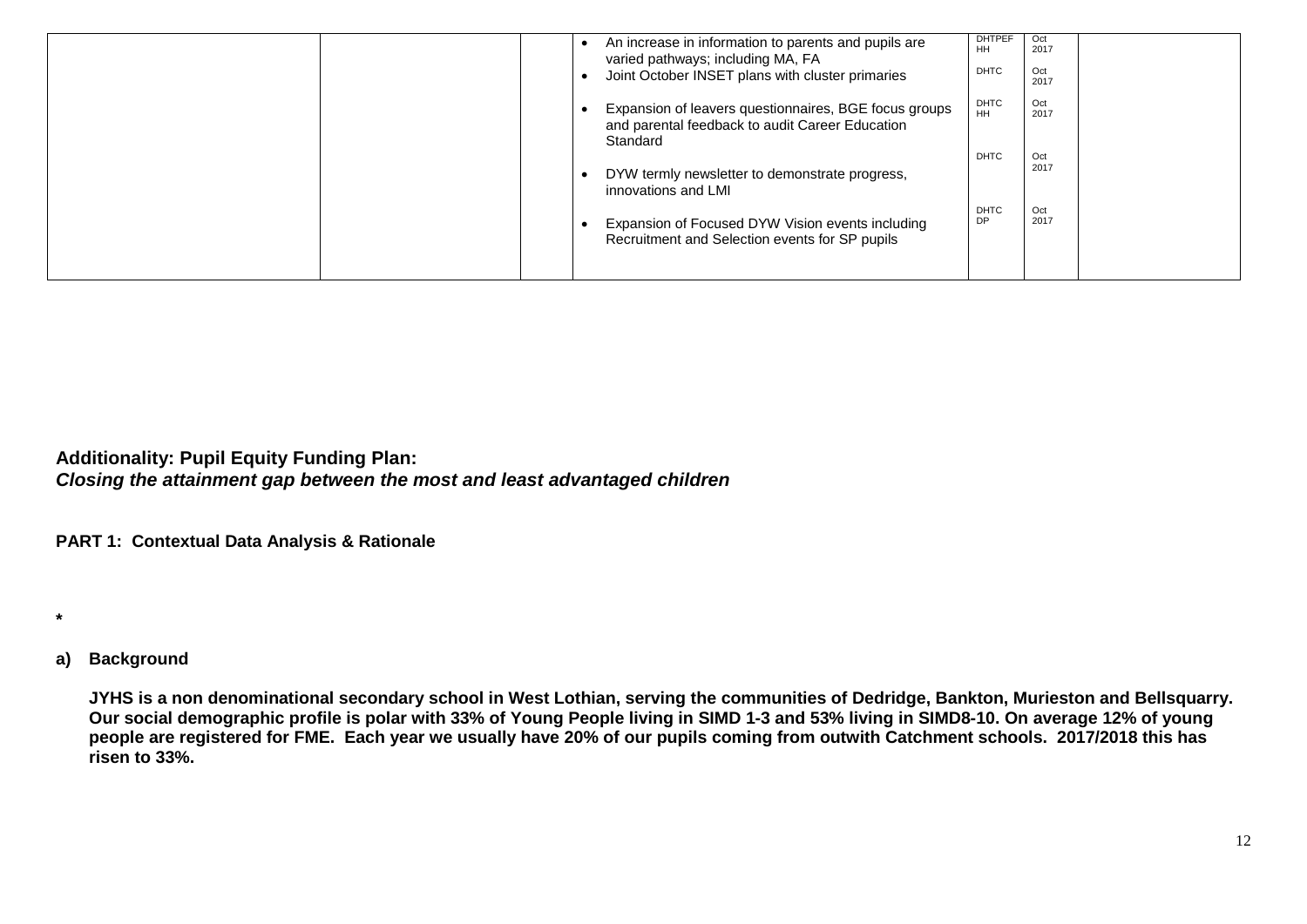| | | | | | | |
|---|---|---|---|---|---|---|
| | | | • An increase in information to parents and pupils are varied pathways; including MA, FA<br>• Joint October INSET plans with cluster primaries<br>• Expansion of leavers questionnaires, BGE focus groups and parental feedback to audit Career Education Standard<br>• DYW termly newsletter to demonstrate progress, innovations and LMI<br>• Expansion of Focused DYW Vision events including Recruitment and Selection events for SP pupils | DHTPEF HH<br>DHTC<br>DHTC HH<br>DHTC<br>DHTC DP | Oct 2017<br>Oct 2017<br>Oct 2017<br>Oct 2017<br>Oct 2017 | |

**Additionality: Pupil Equity Funding Plan:**
***Closing the attainment gap between the most and least advantaged children***

**PART 1: Contextual Data Analysis & Rationale**

*

**a) Background**

**JYHS is a non denominational secondary school in West Lothian, serving the communities of Dedridge, Bankton, Murieston and Bellsquarry. Our social demographic profile is polar with 33% of Young People living in SIMD 1-3 and 53% living in SIMD8-10. On average 12% of young people are registered for FME. Each year we usually have 20% of our pupils coming from outwith Catchment schools. 2017/2018 this has risen to 33%.**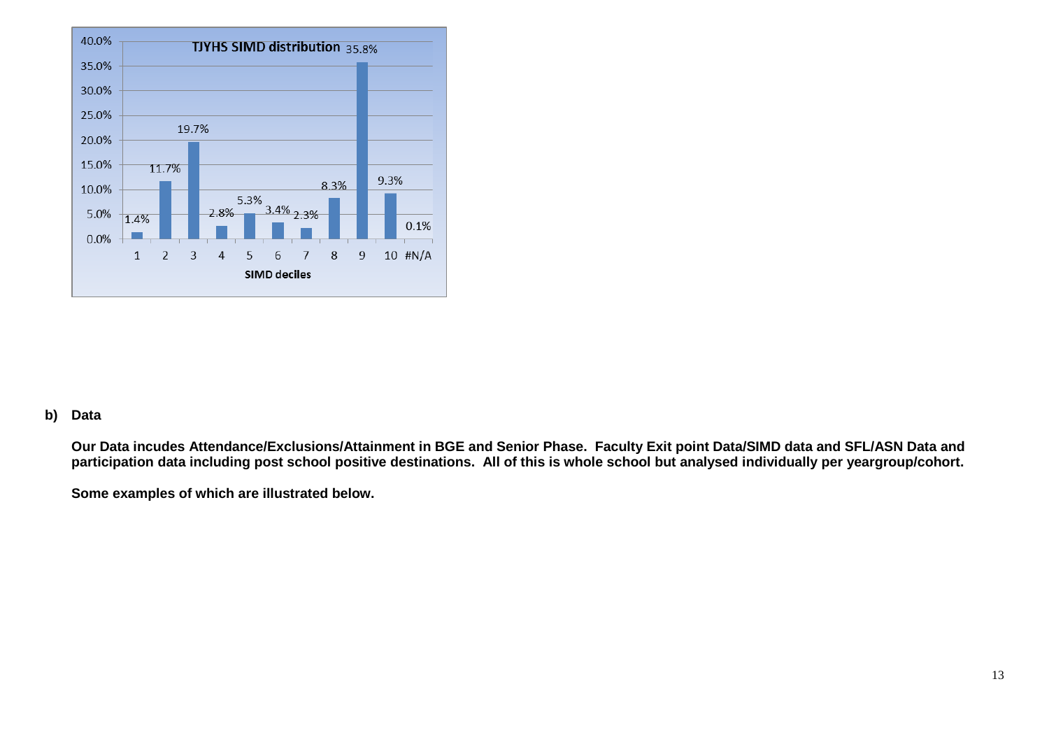**TJYHS SIMD distribution**

| SIMD deciles | 1 | 2 | 3 | 4 | 5 | 6 | 7 | 8 | 9 | 10 | #N/A |
|---|---|---|---|---|---|---|---|---|---|---|---|
| % | 1.4% | 11.7% | 19.7% | 2.8% | 5.3% | 3.4% | 2.3% | 8.3% | 35.8% | 9.3% | 0.1% |

**b) Data**

**Our Data incudes Attendance/Exclusions/Attainment in BGE and Senior Phase. Faculty Exit point Data/SIMD data and SFL/ASN Data and participation data including post school positive destinations. All of this is whole school but analysed individually per yeargroup/cohort.**

**Some examples of which are illustrated below.**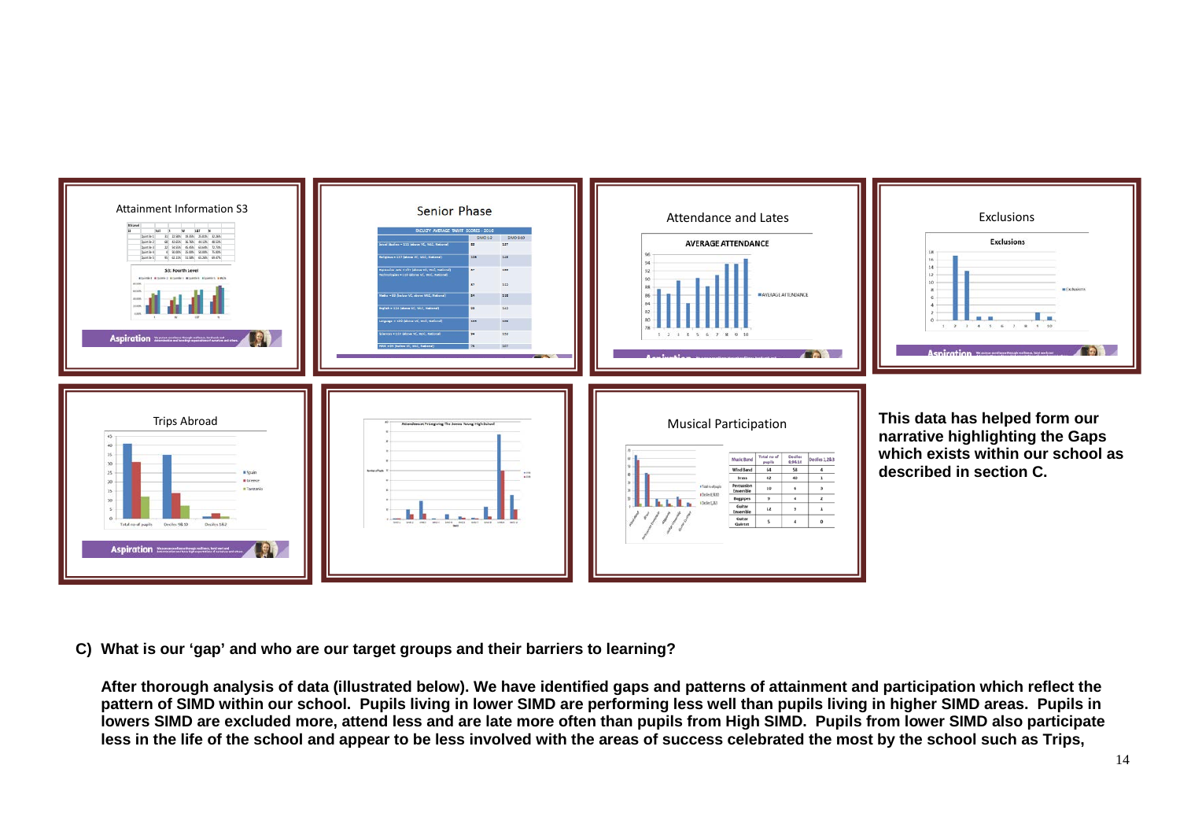**This data has helped form our narrative highlighting the Gaps which exists within our school as described in section C.**

**C) What is our 'gap' and who are our target groups and their barriers to learning?**

**After thorough analysis of data (illustrated below). We have identified gaps and patterns of attainment and participation which reflect the pattern of SIMD within our school. Pupils living in lower SIMD are performing less well than pupils living in higher SIMD areas. Pupils in lowers SIMD are excluded more, attend less and are late more often than pupils from High SIMD. Pupils from lower SIMD also participate less in the life of the school and appear to be less involved with the areas of success celebrated the most by the school such as Trips,**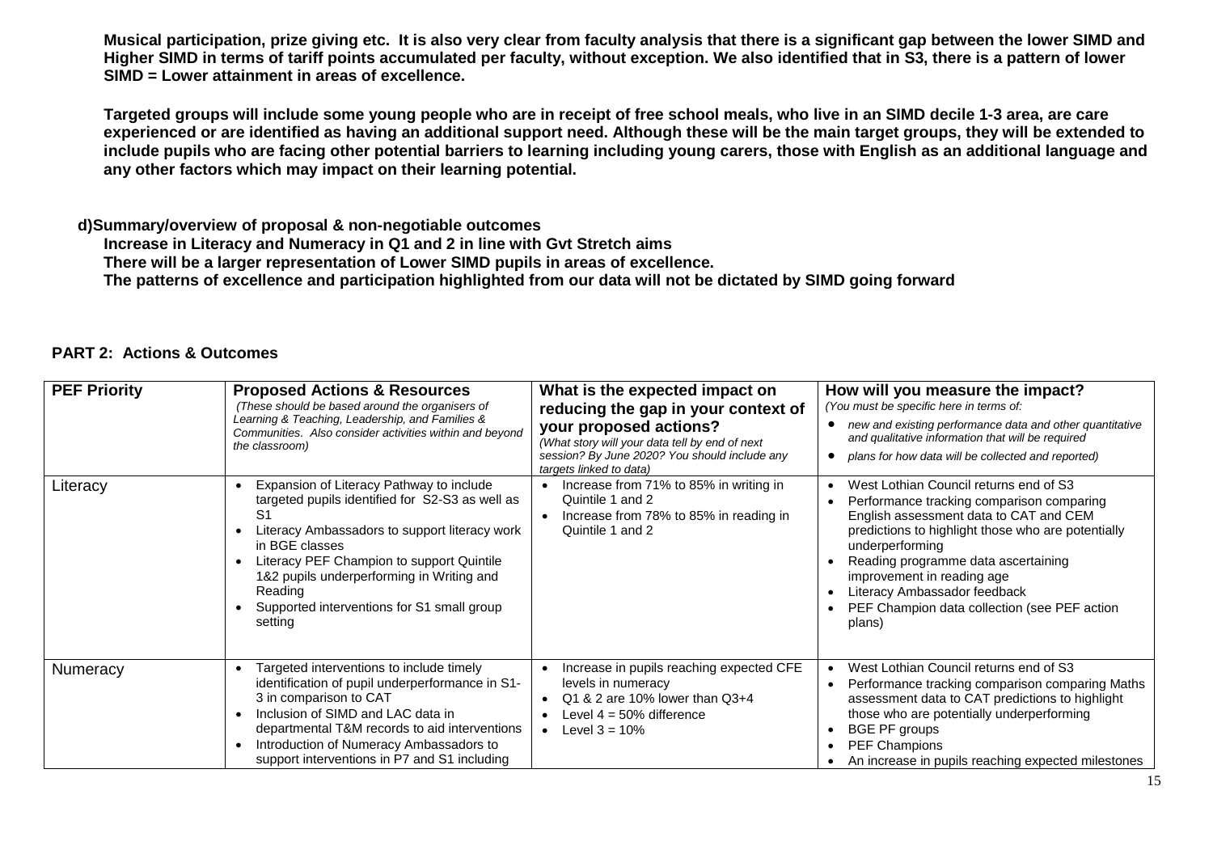**Musical participation, prize giving etc. It is also very clear from faculty analysis that there is a significant gap between the lower SIMD and Higher SIMD in terms of tariff points accumulated per faculty, without exception. We also identified that in S3, there is a pattern of lower SIMD = Lower attainment in areas of excellence.**

**Targeted groups will include some young people who are in receipt of free school meals, who live in an SIMD decile 1-3 area, are care experienced or are identified as having an additional support need. Although these will be the main target groups, they will be extended to include pupils who are facing other potential barriers to learning including young carers, those with English as an additional language and any other factors which may impact on their learning potential.**

**d)Summary/overview of proposal & non-negotiable outcomes**

**Increase in Literacy and Numeracy in Q1 and 2 in line with Gvt Stretch aims**
**There will be a larger representation of Lower SIMD pupils in areas of excellence.**
**The patterns of excellence and participation highlighted from our data will not be dictated by SIMD going forward**

## PART 2: Actions & Outcomes

| **PEF Priority** | **Proposed Actions & Resources** *(These should be based around the organisers of Learning & Teaching, Leadership, and Families & Communities. Also consider activities within and beyond the classroom)* | **What is the expected impact on reducing the gap in your context of your proposed actions?** *(What story will your data tell by end of next session? By June 2020? You should include any targets linked to data)* | **How will you measure the impact?** *(You must be specific here in terms of:* <br>• *new and existing performance data and other quantitative and qualitative information that will be required* <br>• *plans for how data will be collected and reported)* |
|---|---|---|---|
| Literacy | • Expansion of Literacy Pathway to include targeted pupils identified for S2-S3 as well as S1 <br>• Literacy Ambassadors to support literacy work in BGE classes <br>• Literacy PEF Champion to support Quintile 1&2 pupils underperforming in Writing and Reading <br>• Supported interventions for S1 small group setting | • Increase from 71% to 85% in writing in Quintile 1 and 2 <br>• Increase from 78% to 85% in reading in Quintile 1 and 2 | • West Lothian Council returns end of S3 <br>• Performance tracking comparison comparing English assessment data to CAT and CEM predictions to highlight those who are potentially underperforming <br>• Reading programme data ascertaining improvement in reading age <br>• Literacy Ambassador feedback <br>• PEF Champion data collection (see PEF action plans) |
| Numeracy | • Targeted interventions to include timely identification of pupil underperformance in S1-3 in comparison to CAT <br>• Inclusion of SIMD and LAC data in departmental T&M records to aid interventions <br>• Introduction of Numeracy Ambassadors to support interventions in P7 and S1 including | • Increase in pupils reaching expected CFE levels in numeracy <br>• Q1 & 2 are 10% lower than Q3+4 <br>• Level 4 = 50% difference <br>• Level 3 = 10% | • West Lothian Council returns end of S3 <br>• Performance tracking comparison comparing Maths assessment data to CAT predictions to highlight those who are potentially underperforming <br>• BGE PF groups <br>• PEF Champions <br>• An increase in pupils reaching expected milestones |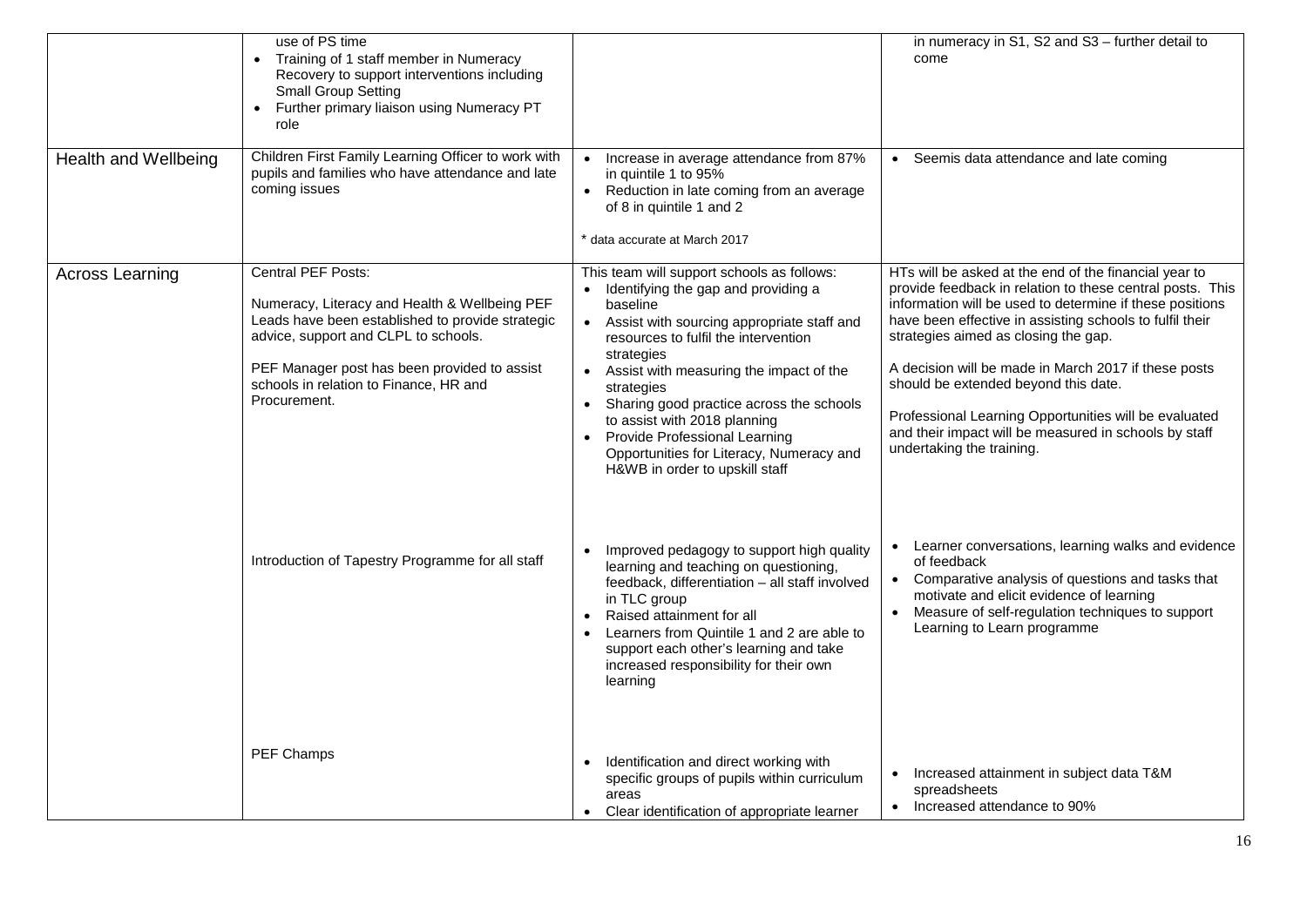| | | | |
|---|---|---|---|
| | use of PS time<br>• Training of 1 staff member in Numeracy Recovery to support interventions including Small Group Setting<br>• Further primary liaison using Numeracy PT role | | in numeracy in S1, S2 and S3 – further detail to come |
| Health and Wellbeing | Children First Family Learning Officer to work with pupils and families who have attendance and late coming issues | • Increase in average attendance from 87% in quintile 1 to 95%<br>• Reduction in late coming from an average of 8 in quintile 1 and 2<br><br>* data accurate at March 2017 | • Seemis data attendance and late coming |
| Across Learning | Central PEF Posts:<br><br>Numeracy, Literacy and Health & Wellbeing PEF Leads have been established to provide strategic advice, support and CLPL to schools.<br><br>PEF Manager post has been provided to assist schools in relation to Finance, HR and Procurement. | This team will support schools as follows:<br>• Identifying the gap and providing a baseline<br>• Assist with sourcing appropriate staff and resources to fulfil the intervention strategies<br>• Assist with measuring the impact of the strategies<br>• Sharing good practice across the schools to assist with 2018 planning<br>• Provide Professional Learning Opportunities for Literacy, Numeracy and H&WB in order to upskill staff | HTs will be asked at the end of the financial year to provide feedback in relation to these central posts. This information will be used to determine if these positions have been effective in assisting schools to fulfil their strategies aimed as closing the gap.<br><br>A decision will be made in March 2017 if these posts should be extended beyond this date.<br><br>Professional Learning Opportunities will be evaluated and their impact will be measured in schools by staff undertaking the training. |
| | Introduction of Tapestry Programme for all staff | • Improved pedagogy to support high quality learning and teaching on questioning, feedback, differentiation – all staff involved in TLC group<br>• Raised attainment for all<br>• Learners from Quintile 1 and 2 are able to support each other's learning and take increased responsibility for their own learning | • Learner conversations, learning walks and evidence of feedback<br>• Comparative analysis of questions and tasks that motivate and elicit evidence of learning<br>• Measure of self-regulation techniques to support Learning to Learn programme |
| | PEF Champs | • Identification and direct working with specific groups of pupils within curriculum areas<br>• Clear identification of appropriate learner | • Increased attainment in subject data T&M spreadsheets<br>• Increased attendance to 90% |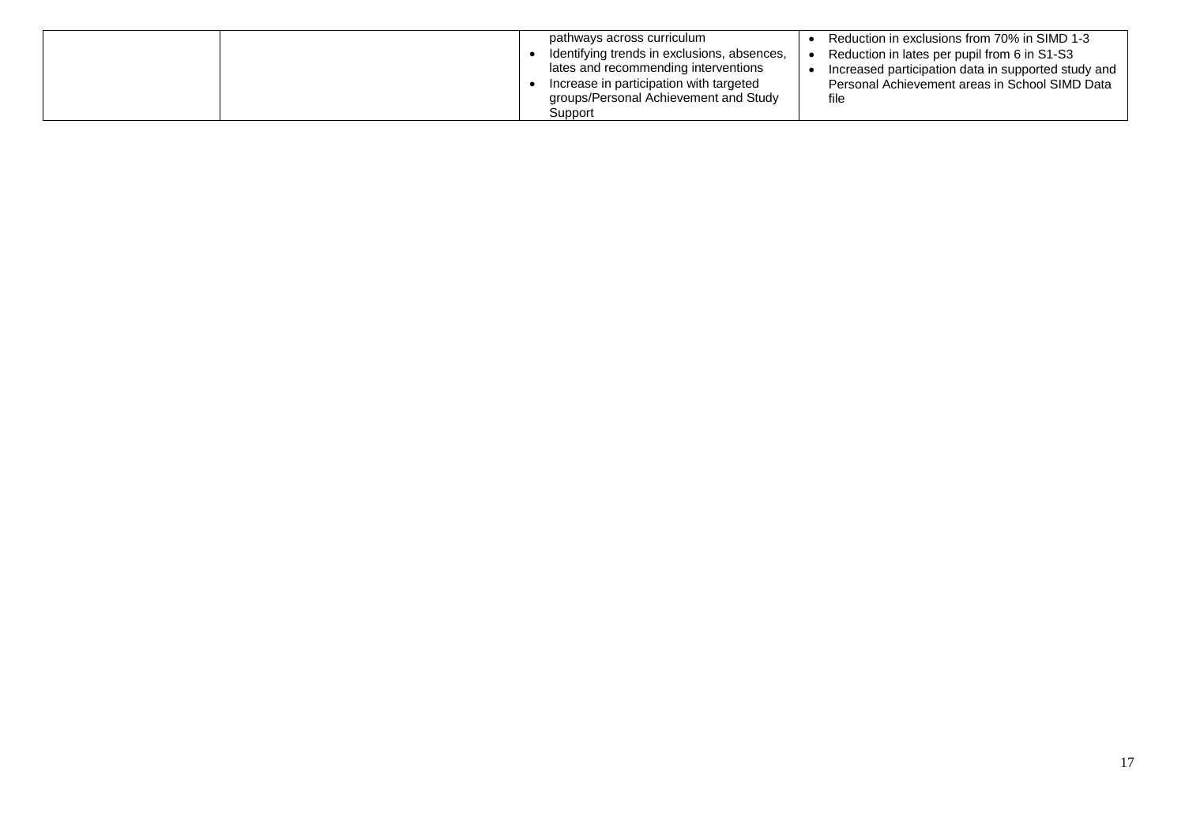|  |  |  |  |
|---|---|---|---|
|  |  | pathways across curriculum<br>• Identifying trends in exclusions, absences, lates and recommending interventions<br>• Increase in participation with targeted groups/Personal Achievement and Study Support | • Reduction in exclusions from 70% in SIMD 1-3<br>• Reduction in lates per pupil from 6 in S1-S3<br>• Increased participation data in supported study and Personal Achievement areas in School SIMD Data file |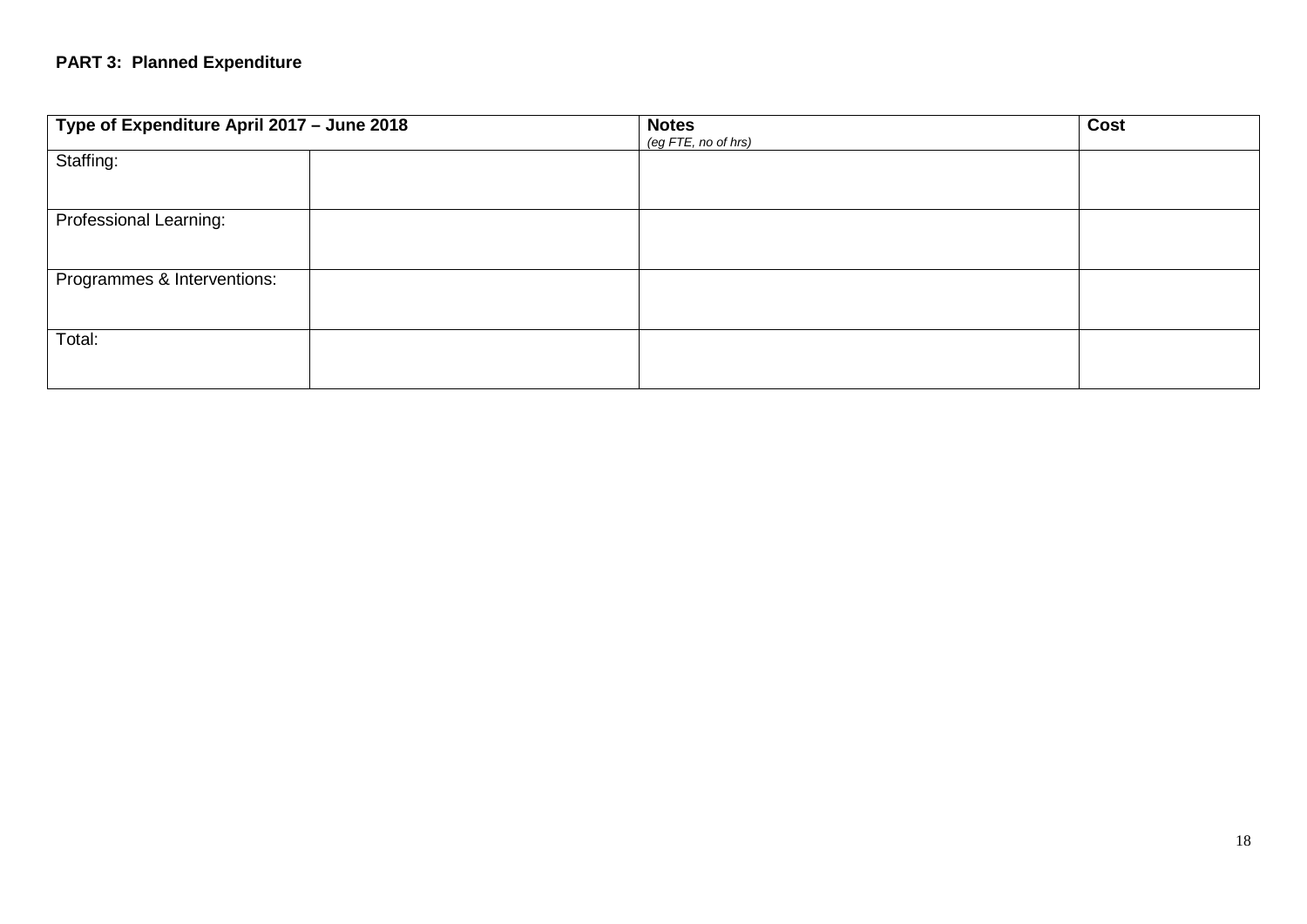**PART 3: Planned Expenditure**

| Type of Expenditure April 2017 – June 2018 | | Notes *(eg FTE, no of hrs)* | Cost |
|---|---|---|---|
| Staffing: | | | |
| Professional Learning: | | | |
| Programmes & Interventions: | | | |
| Total: | | | |